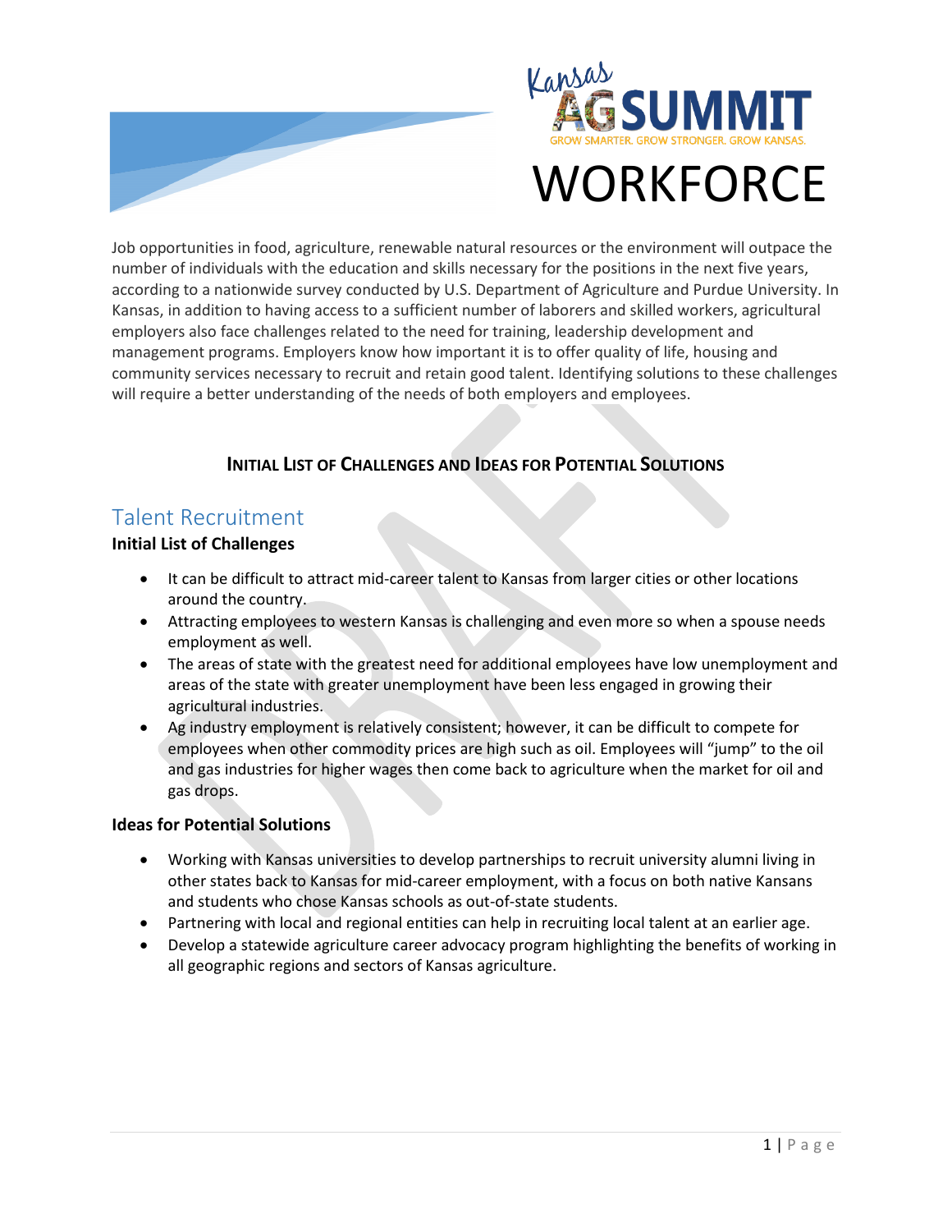# Kansas AG SUMMIT

GROW SMARTER. GROW STRONGER. GROW KANSAS.

# WORKFORCE

Job opportunities in food, agriculture, renewable natural resources or the environment will outpace the number of individuals with the education and skills necessary for the positions in the next five years, according to a nationwide survey conducted by U.S. Department of Agriculture and Purdue University. In Kansas, in addition to having access to a sufficient number of laborers and skilled workers, agricultural employers also face challenges related to the need for training, leadership development and management programs. Employers know how important it is to offer quality of life, housing and community services necessary to recruit and retain good talent. Identifying solutions to these challenges will require a better understanding of the needs of both employers and employees.

**INITIAL LIST OF CHALLENGES AND IDEAS FOR POTENTIAL SOLUTIONS**

## Talent Recruitment

### Initial List of Challenges

- It can be difficult to attract mid-career talent to Kansas from larger cities or other locations around the country.
- Attracting employees to western Kansas is challenging and even more so when a spouse needs employment as well.
- The areas of state with the greatest need for additional employees have low unemployment and areas of the state with greater unemployment have been less engaged in growing their agricultural industries.
- Ag industry employment is relatively consistent; however, it can be difficult to compete for employees when other commodity prices are high such as oil. Employees will "jump" to the oil and gas industries for higher wages then come back to agriculture when the market for oil and gas drops.

### Ideas for Potential Solutions

- Working with Kansas universities to develop partnerships to recruit university alumni living in other states back to Kansas for mid-career employment, with a focus on both native Kansans and students who chose Kansas schools as out-of-state students.
- Partnering with local and regional entities can help in recruiting local talent at an earlier age.
- Develop a statewide agriculture career advocacy program highlighting the benefits of working in all geographic regions and sectors of Kansas agriculture.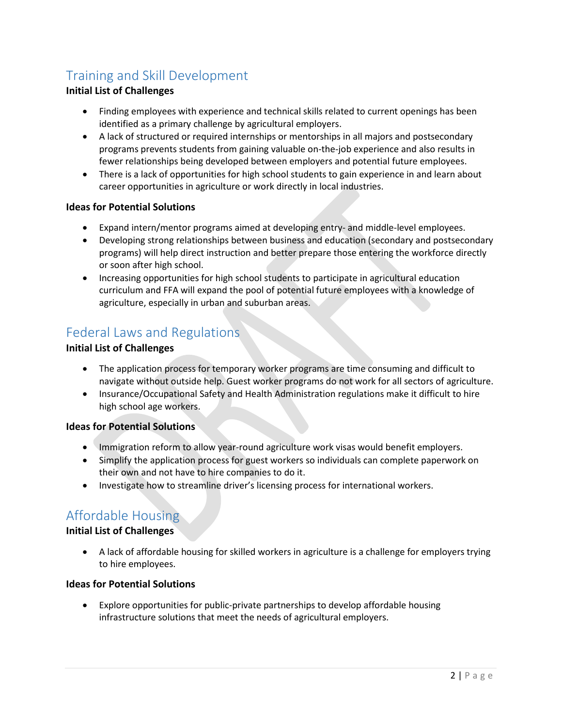## Training and Skill Development

**Initial List of Challenges**

- Finding employees with experience and technical skills related to current openings has been identified as a primary challenge by agricultural employers.
- A lack of structured or required internships or mentorships in all majors and postsecondary programs prevents students from gaining valuable on-the-job experience and also results in fewer relationships being developed between employers and potential future employees.
- There is a lack of opportunities for high school students to gain experience in and learn about career opportunities in agriculture or work directly in local industries.

**Ideas for Potential Solutions**

- Expand intern/mentor programs aimed at developing entry- and middle-level employees.
- Developing strong relationships between business and education (secondary and postsecondary programs) will help direct instruction and better prepare those entering the workforce directly or soon after high school.
- Increasing opportunities for high school students to participate in agricultural education curriculum and FFA will expand the pool of potential future employees with a knowledge of agriculture, especially in urban and suburban areas.

## Federal Laws and Regulations

**Initial List of Challenges**

- The application process for temporary worker programs are time consuming and difficult to navigate without outside help. Guest worker programs do not work for all sectors of agriculture.
- Insurance/Occupational Safety and Health Administration regulations make it difficult to hire high school age workers.

**Ideas for Potential Solutions**

- Immigration reform to allow year-round agriculture work visas would benefit employers.
- Simplify the application process for guest workers so individuals can complete paperwork on their own and not have to hire companies to do it.
- Investigate how to streamline driver's licensing process for international workers.

## Affordable Housing

**Initial List of Challenges**

- A lack of affordable housing for skilled workers in agriculture is a challenge for employers trying to hire employees.

**Ideas for Potential Solutions**

- Explore opportunities for public-private partnerships to develop affordable housing infrastructure solutions that meet the needs of agricultural employers.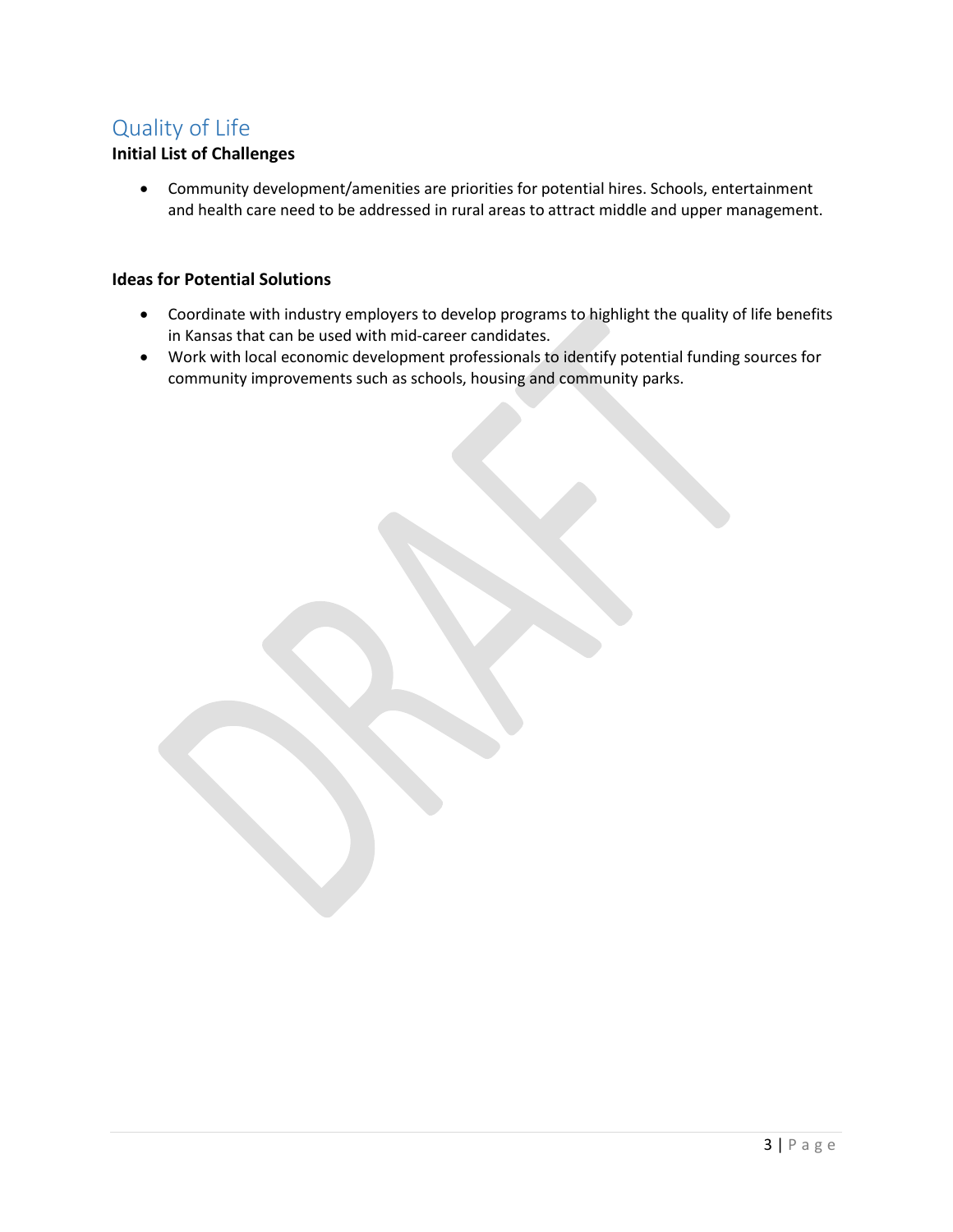## Quality of Life

**Initial List of Challenges**

- Community development/amenities are priorities for potential hires. Schools, entertainment and health care need to be addressed in rural areas to attract middle and upper management.

**Ideas for Potential Solutions**

- Coordinate with industry employers to develop programs to highlight the quality of life benefits in Kansas that can be used with mid-career candidates.
- Work with local economic development professionals to identify potential funding sources for community improvements such as schools, housing and community parks.